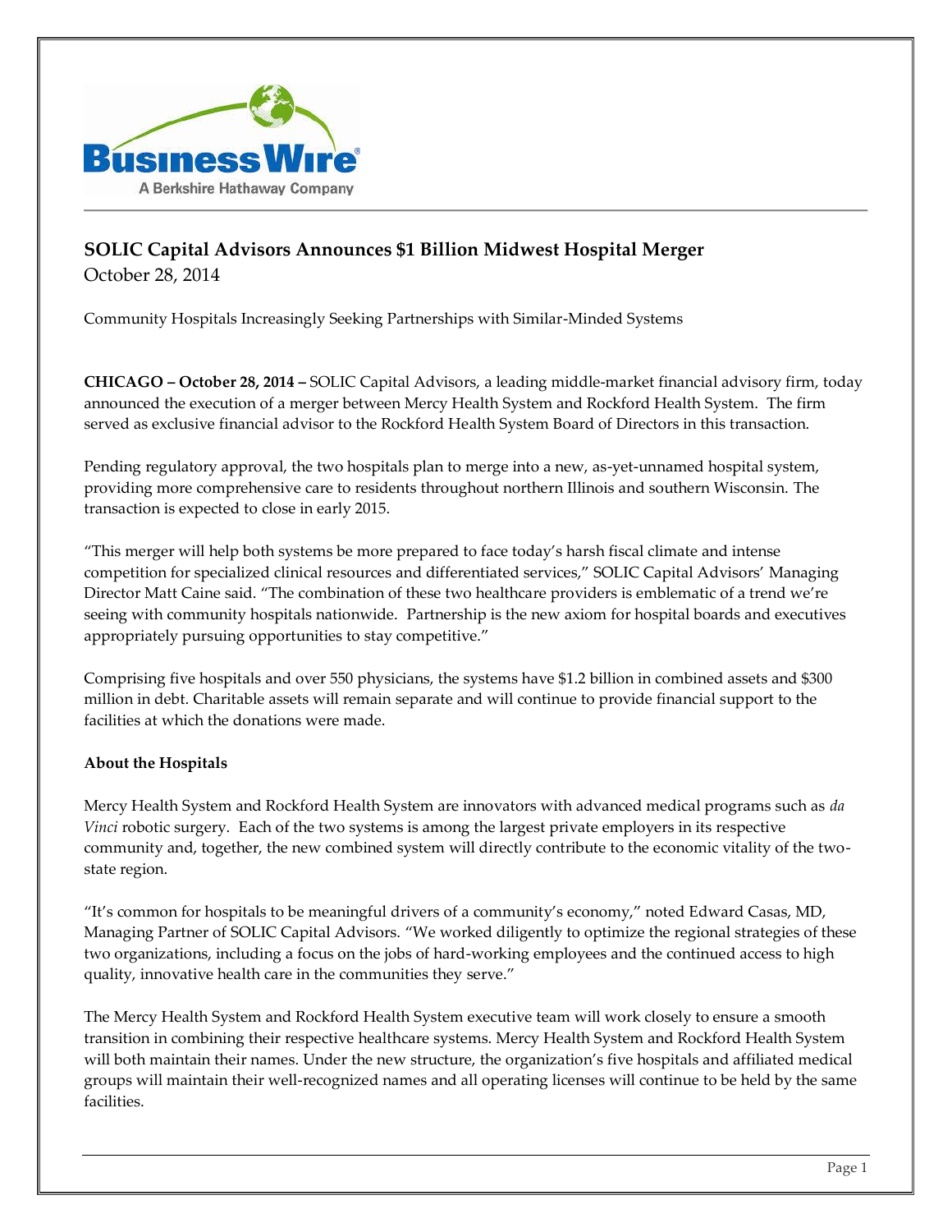Business Wire
A Berkshire Hathaway Company

## SOLIC Capital Advisors Announces $1 Billion Midwest Hospital Merger

October 28, 2014

Community Hospitals Increasingly Seeking Partnerships with Similar-Minded Systems

**CHICAGO – October 28, 2014 –** SOLIC Capital Advisors, a leading middle-market financial advisory firm, today announced the execution of a merger between Mercy Health System and Rockford Health System. The firm served as exclusive financial advisor to the Rockford Health System Board of Directors in this transaction.

Pending regulatory approval, the two hospitals plan to merge into a new, as-yet-unnamed hospital system, providing more comprehensive care to residents throughout northern Illinois and southern Wisconsin. The transaction is expected to close in early 2015.

"This merger will help both systems be more prepared to face today's harsh fiscal climate and intense competition for specialized clinical resources and differentiated services," SOLIC Capital Advisors' Managing Director Matt Caine said. "The combination of these two healthcare providers is emblematic of a trend we're seeing with community hospitals nationwide. Partnership is the new axiom for hospital boards and executives appropriately pursuing opportunities to stay competitive."

Comprising five hospitals and over 550 physicians, the systems have $1.2 billion in combined assets and $300 million in debt. Charitable assets will remain separate and will continue to provide financial support to the facilities at which the donations were made.

**About the Hospitals**

Mercy Health System and Rockford Health System are innovators with advanced medical programs such as *da Vinci* robotic surgery. Each of the two systems is among the largest private employers in its respective community and, together, the new combined system will directly contribute to the economic vitality of the two-state region.

"It's common for hospitals to be meaningful drivers of a community's economy," noted Edward Casas, MD, Managing Partner of SOLIC Capital Advisors. "We worked diligently to optimize the regional strategies of these two organizations, including a focus on the jobs of hard-working employees and the continued access to high quality, innovative health care in the communities they serve."

The Mercy Health System and Rockford Health System executive team will work closely to ensure a smooth transition in combining their respective healthcare systems. Mercy Health System and Rockford Health System will both maintain their names. Under the new structure, the organization's five hospitals and affiliated medical groups will maintain their well-recognized names and all operating licenses will continue to be held by the same facilities.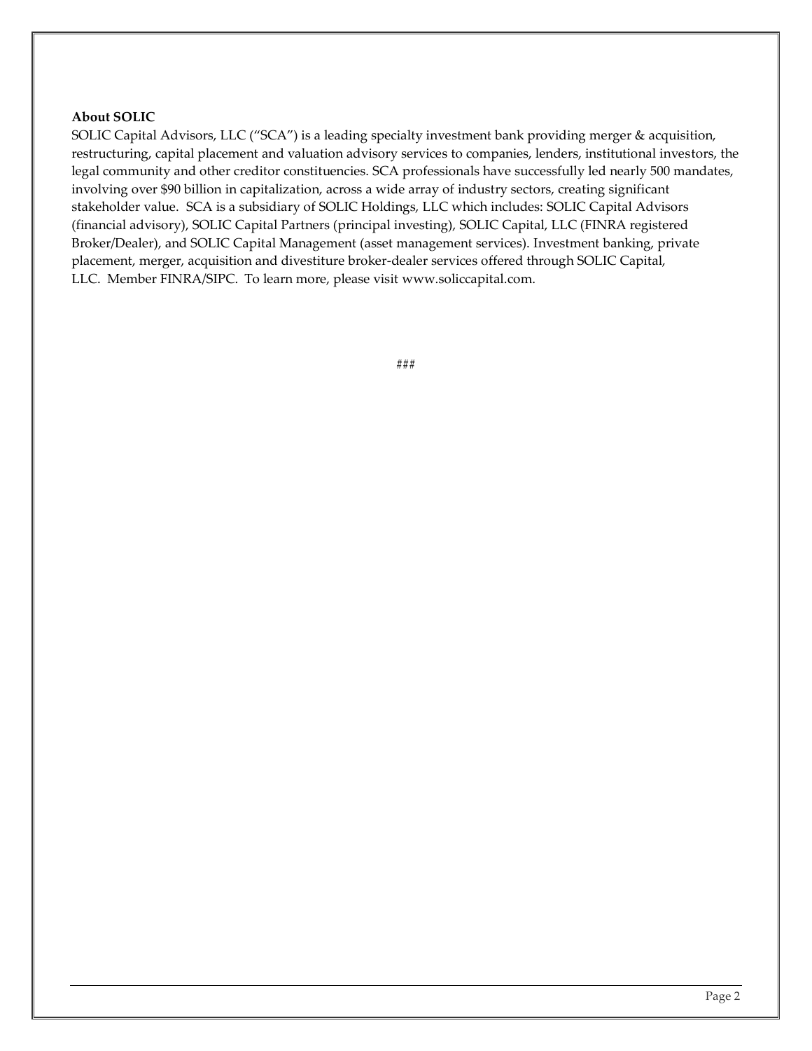**About SOLIC**

SOLIC Capital Advisors, LLC ("SCA") is a leading specialty investment bank providing merger & acquisition, restructuring, capital placement and valuation advisory services to companies, lenders, institutional investors, the legal community and other creditor constituencies. SCA professionals have successfully led nearly 500 mandates, involving over $90 billion in capitalization, across a wide array of industry sectors, creating significant stakeholder value. SCA is a subsidiary of SOLIC Holdings, LLC which includes: SOLIC Capital Advisors (financial advisory), SOLIC Capital Partners (principal investing), SOLIC Capital, LLC (FINRA registered Broker/Dealer), and SOLIC Capital Management (asset management services). Investment banking, private placement, merger, acquisition and divestiture broker-dealer services offered through SOLIC Capital, LLC. Member FINRA/SIPC. To learn more, please visit www.soliccapital.com.

###